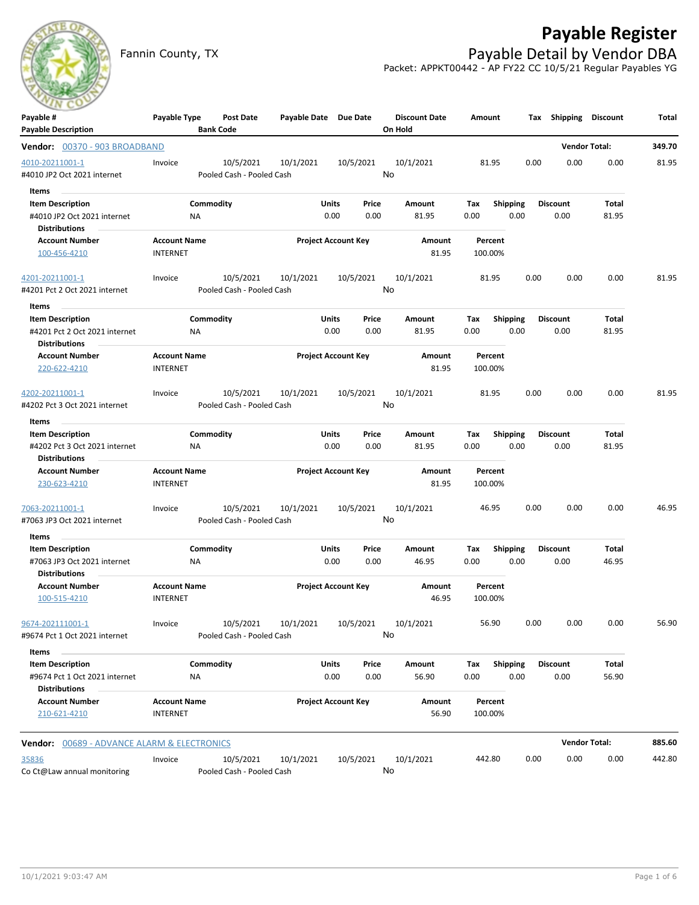# Payable Register

Fannin County, TX

## Payable Detail by Vendor DBA

Packet: APPKT00442 - AP FY22 CC 10/5/21 Regular Payables YG

| Payable # / Payable Description | Payable Type | Post Date / Bank Code | Payable Date | Due Date | Discount Date / On Hold | Amount | Tax | Shipping | Discount | Total |
|---|---|---|---|---|---|---|---|---|---|---|

**Vendor: 00370 - 903 BROADBAND** — Vendor Total: **349.70**

| Payable # | Payable Type | Post Date | Payable Date | Due Date | Discount Date | Amount | Tax | Shipping | Discount | Total |
|---|---|---|---|---|---|---|---|---|---|---|
| 4010-20211001-1 | Invoice | 10/5/2021 | 10/1/2021 | 10/5/2021 | 10/1/2021 | 81.95 | 0.00 | 0.00 | 0.00 | 81.95 |

#4010 JP2 Oct 2021 internet — Pooled Cash - Pooled Cash — On Hold: No

Items

| Item Description | Commodity | Units | Price | Amount | Tax | Shipping | Discount | Total |
|---|---|---|---|---|---|---|---|---|
| #4010 JP2 Oct 2021 internet | NA | 0.00 | 0.00 | 81.95 | 0.00 | 0.00 | 0.00 | 81.95 |

Distributions

| Account Number | Account Name | Project Account Key | Amount | Percent |
|---|---|---|---|---|
| 100-456-4210 | INTERNET | | 81.95 | 100.00% |

| Payable # | Payable Type | Post Date | Payable Date | Due Date | Discount Date | Amount | Tax | Shipping | Discount | Total |
|---|---|---|---|---|---|---|---|---|---|---|
| 4201-20211001-1 | Invoice | 10/5/2021 | 10/1/2021 | 10/5/2021 | 10/1/2021 | 81.95 | 0.00 | 0.00 | 0.00 | 81.95 |

#4201 Pct 2 Oct 2021 internet — Pooled Cash - Pooled Cash — On Hold: No

Items

| Item Description | Commodity | Units | Price | Amount | Tax | Shipping | Discount | Total |
|---|---|---|---|---|---|---|---|---|
| #4201 Pct 2 Oct 2021 internet | NA | 0.00 | 0.00 | 81.95 | 0.00 | 0.00 | 0.00 | 81.95 |

Distributions

| Account Number | Account Name | Project Account Key | Amount | Percent |
|---|---|---|---|---|
| 220-622-4210 | INTERNET | | 81.95 | 100.00% |

| Payable # | Payable Type | Post Date | Payable Date | Due Date | Discount Date | Amount | Tax | Shipping | Discount | Total |
|---|---|---|---|---|---|---|---|---|---|---|
| 4202-20211001-1 | Invoice | 10/5/2021 | 10/1/2021 | 10/5/2021 | 10/1/2021 | 81.95 | 0.00 | 0.00 | 0.00 | 81.95 |

#4202 Pct 3 Oct 2021 internet — Pooled Cash - Pooled Cash — On Hold: No

Items

| Item Description | Commodity | Units | Price | Amount | Tax | Shipping | Discount | Total |
|---|---|---|---|---|---|---|---|---|
| #4202 Pct 3 Oct 2021 internet | NA | 0.00 | 0.00 | 81.95 | 0.00 | 0.00 | 0.00 | 81.95 |

Distributions

| Account Number | Account Name | Project Account Key | Amount | Percent |
|---|---|---|---|---|
| 230-623-4210 | INTERNET | | 81.95 | 100.00% |

| Payable # | Payable Type | Post Date | Payable Date | Due Date | Discount Date | Amount | Tax | Shipping | Discount | Total |
|---|---|---|---|---|---|---|---|---|---|---|
| 7063-20211001-1 | Invoice | 10/5/2021 | 10/1/2021 | 10/5/2021 | 10/1/2021 | 46.95 | 0.00 | 0.00 | 0.00 | 46.95 |

#7063 JP3 Oct 2021 internet — Pooled Cash - Pooled Cash — On Hold: No

Items

| Item Description | Commodity | Units | Price | Amount | Tax | Shipping | Discount | Total |
|---|---|---|---|---|---|---|---|---|
| #7063 JP3 Oct 2021 internet | NA | 0.00 | 0.00 | 46.95 | 0.00 | 0.00 | 0.00 | 46.95 |

Distributions

| Account Number | Account Name | Project Account Key | Amount | Percent |
|---|---|---|---|---|
| 100-515-4210 | INTERNET | | 46.95 | 100.00% |

| Payable # | Payable Type | Post Date | Payable Date | Due Date | Discount Date | Amount | Tax | Shipping | Discount | Total |
|---|---|---|---|---|---|---|---|---|---|---|
| 9674-202111001-1 | Invoice | 10/5/2021 | 10/1/2021 | 10/5/2021 | 10/1/2021 | 56.90 | 0.00 | 0.00 | 0.00 | 56.90 |

#9674 Pct 1 Oct 2021 internet — Pooled Cash - Pooled Cash — On Hold: No

Items

| Item Description | Commodity | Units | Price | Amount | Tax | Shipping | Discount | Total |
|---|---|---|---|---|---|---|---|---|
| #9674 Pct 1 Oct 2021 internet | NA | 0.00 | 0.00 | 56.90 | 0.00 | 0.00 | 0.00 | 56.90 |

Distributions

| Account Number | Account Name | Project Account Key | Amount | Percent |
|---|---|---|---|---|
| 210-621-4210 | INTERNET | | 56.90 | 100.00% |

**Vendor: 00689 - ADVANCE ALARM & ELECTRONICS** — Vendor Total: **885.60**

| Payable # | Payable Type | Post Date | Payable Date | Due Date | Discount Date | Amount | Tax | Shipping | Discount | Total |
|---|---|---|---|---|---|---|---|---|---|---|
| 35836 | Invoice | 10/5/2021 | 10/1/2021 | 10/5/2021 | 10/1/2021 | 442.80 | 0.00 | 0.00 | 0.00 | 442.80 |

Co Ct@Law annual monitoring — Pooled Cash - Pooled Cash — On Hold: No

10/1/2021 9:03:47 AM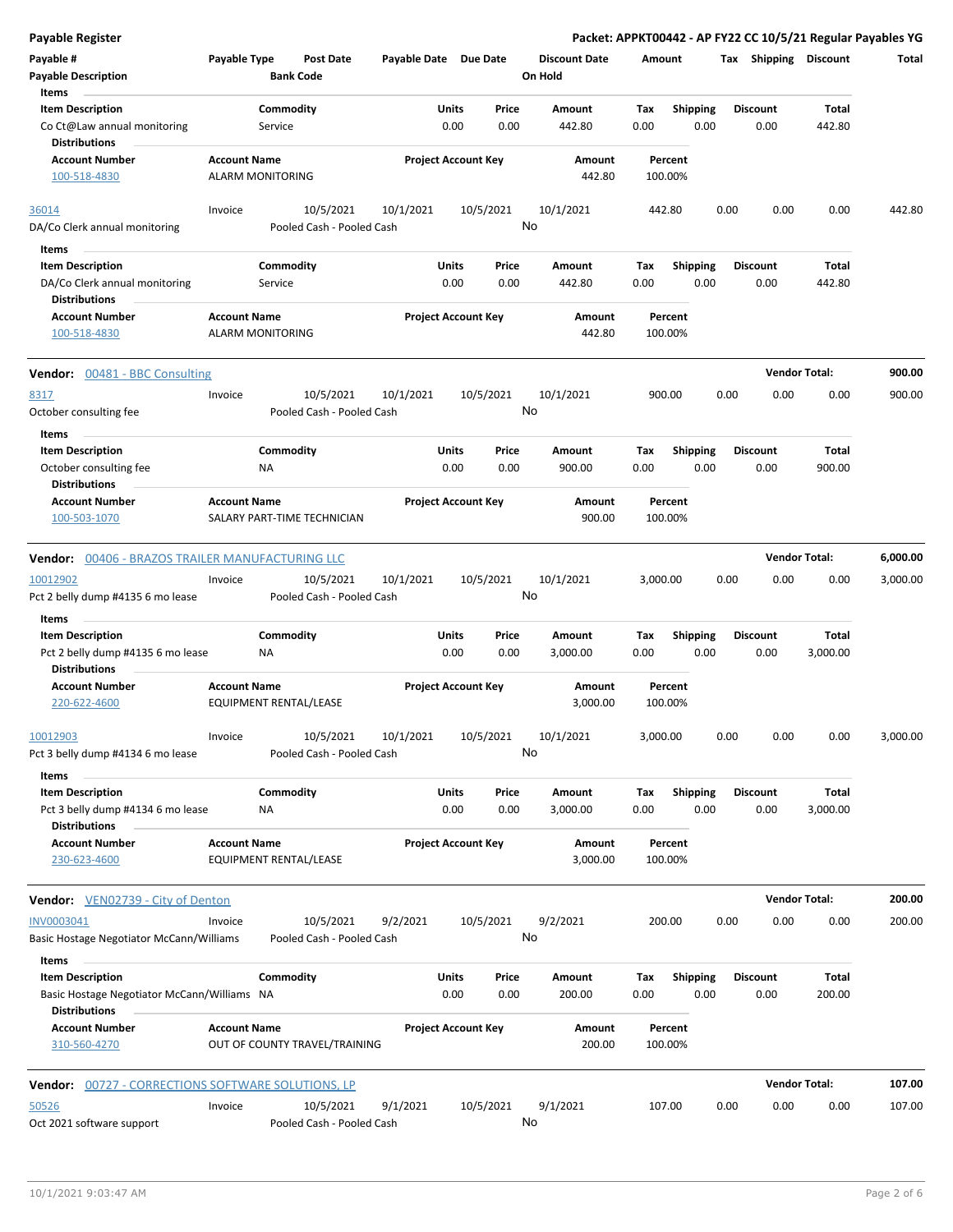**Payable Register** — **Packet: APPKT00442 - AP FY22 CC 10/5/21 Regular Payables YG**

| Payable # | Payable Type | Post Date | Payable Date | Due Date | Discount Date | Amount | Tax | Shipping | Discount | Total |
|---|---|---|---|---|---|---|---|---|---|---|
| Payable Description | | Bank Code | | | On Hold | | | | | |

**Items**

| Item Description | Commodity | Units | Price | Amount | Tax | Shipping | Discount | Total |
|---|---|---|---|---|---|---|---|---|
| Co Ct@Law annual monitoring | Service | 0.00 | 0.00 | 442.80 | 0.00 | 0.00 | 0.00 | 442.80 |

**Distributions**

| Account Number | Account Name | Project Account Key | Amount | Percent |
|---|---|---|---|---|
| 100-518-4830 | ALARM MONITORING | | 442.80 | 100.00% |

| Payable # | Payable Type | Post Date | Payable Date | Due Date | Discount Date | Amount | Tax | Shipping | Discount | Total |
|---|---|---|---|---|---|---|---|---|---|---|
| 36014 | Invoice | 10/5/2021 | 10/1/2021 | 10/5/2021 | 10/1/2021 | 442.80 | 0.00 | 0.00 | 0.00 | 442.80 |
| DA/Co Clerk annual monitoring | | Pooled Cash - Pooled Cash | | | No | | | | | |

**Items**

| Item Description | Commodity | Units | Price | Amount | Tax | Shipping | Discount | Total |
|---|---|---|---|---|---|---|---|---|
| DA/Co Clerk annual monitoring | Service | 0.00 | 0.00 | 442.80 | 0.00 | 0.00 | 0.00 | 442.80 |

**Distributions**

| Account Number | Account Name | Project Account Key | Amount | Percent |
|---|---|---|---|---|
| 100-518-4830 | ALARM MONITORING | | 442.80 | 100.00% |

**Vendor:** 00481 - BBC Consulting — **Vendor Total: 900.00**

| Payable # | Payable Type | Post Date | Payable Date | Due Date | Discount Date | Amount | Tax | Shipping | Discount | Total |
|---|---|---|---|---|---|---|---|---|---|---|
| 8317 | Invoice | 10/5/2021 | 10/1/2021 | 10/5/2021 | 10/1/2021 | 900.00 | 0.00 | 0.00 | 0.00 | 900.00 |
| October consulting fee | | Pooled Cash - Pooled Cash | | | No | | | | | |

**Items**

| Item Description | Commodity | Units | Price | Amount | Tax | Shipping | Discount | Total |
|---|---|---|---|---|---|---|---|---|
| October consulting fee | NA | 0.00 | 0.00 | 900.00 | 0.00 | 0.00 | 0.00 | 900.00 |

**Distributions**

| Account Number | Account Name | Project Account Key | Amount | Percent |
|---|---|---|---|---|
| 100-503-1070 | SALARY PART-TIME TECHNICIAN | | 900.00 | 100.00% |

**Vendor:** 00406 - BRAZOS TRAILER MANUFACTURING LLC — **Vendor Total: 6,000.00**

| Payable # | Payable Type | Post Date | Payable Date | Due Date | Discount Date | Amount | Tax | Shipping | Discount | Total |
|---|---|---|---|---|---|---|---|---|---|---|
| 10012902 | Invoice | 10/5/2021 | 10/1/2021 | 10/5/2021 | 10/1/2021 | 3,000.00 | 0.00 | 0.00 | 0.00 | 3,000.00 |
| Pct 2 belly dump #4135 6 mo lease | | Pooled Cash - Pooled Cash | | | No | | | | | |

**Items**

| Item Description | Commodity | Units | Price | Amount | Tax | Shipping | Discount | Total |
|---|---|---|---|---|---|---|---|---|
| Pct 2 belly dump #4135 6 mo lease | NA | 0.00 | 0.00 | 3,000.00 | 0.00 | 0.00 | 0.00 | 3,000.00 |

**Distributions**

| Account Number | Account Name | Project Account Key | Amount | Percent |
|---|---|---|---|---|
| 220-622-4600 | EQUIPMENT RENTAL/LEASE | | 3,000.00 | 100.00% |

| Payable # | Payable Type | Post Date | Payable Date | Due Date | Discount Date | Amount | Tax | Shipping | Discount | Total |
|---|---|---|---|---|---|---|---|---|---|---|
| 10012903 | Invoice | 10/5/2021 | 10/1/2021 | 10/5/2021 | 10/1/2021 | 3,000.00 | 0.00 | 0.00 | 0.00 | 3,000.00 |
| Pct 3 belly dump #4134 6 mo lease | | Pooled Cash - Pooled Cash | | | No | | | | | |

**Items**

| Item Description | Commodity | Units | Price | Amount | Tax | Shipping | Discount | Total |
|---|---|---|---|---|---|---|---|---|
| Pct 3 belly dump #4134 6 mo lease | NA | 0.00 | 0.00 | 3,000.00 | 0.00 | 0.00 | 0.00 | 3,000.00 |

**Distributions**

| Account Number | Account Name | Project Account Key | Amount | Percent |
|---|---|---|---|---|
| 230-623-4600 | EQUIPMENT RENTAL/LEASE | | 3,000.00 | 100.00% |

**Vendor:** VEN02739 - City of Denton — **Vendor Total: 200.00**

| Payable # | Payable Type | Post Date | Payable Date | Due Date | Discount Date | Amount | Tax | Shipping | Discount | Total |
|---|---|---|---|---|---|---|---|---|---|---|
| INV0003041 | Invoice | 10/5/2021 | 9/2/2021 | 10/5/2021 | 9/2/2021 | 200.00 | 0.00 | 0.00 | 0.00 | 200.00 |
| Basic Hostage Negotiator McCann/Williams | | Pooled Cash - Pooled Cash | | | No | | | | | |

**Items**

| Item Description | Commodity | Units | Price | Amount | Tax | Shipping | Discount | Total |
|---|---|---|---|---|---|---|---|---|
| Basic Hostage Negotiator McCann/Williams | NA | 0.00 | 0.00 | 200.00 | 0.00 | 0.00 | 0.00 | 200.00 |

**Distributions**

| Account Number | Account Name | Project Account Key | Amount | Percent |
|---|---|---|---|---|
| 310-560-4270 | OUT OF COUNTY TRAVEL/TRAINING | | 200.00 | 100.00% |

**Vendor:** 00727 - CORRECTIONS SOFTWARE SOLUTIONS, LP — **Vendor Total: 107.00**

| Payable # | Payable Type | Post Date | Payable Date | Due Date | Discount Date | Amount | Tax | Shipping | Discount | Total |
|---|---|---|---|---|---|---|---|---|---|---|
| 50526 | Invoice | 10/5/2021 | 9/1/2021 | 10/5/2021 | 9/1/2021 | 107.00 | 0.00 | 0.00 | 0.00 | 107.00 |
| Oct 2021 software support | | Pooled Cash - Pooled Cash | | | No | | | | | |

10/1/2021 9:03:47 AM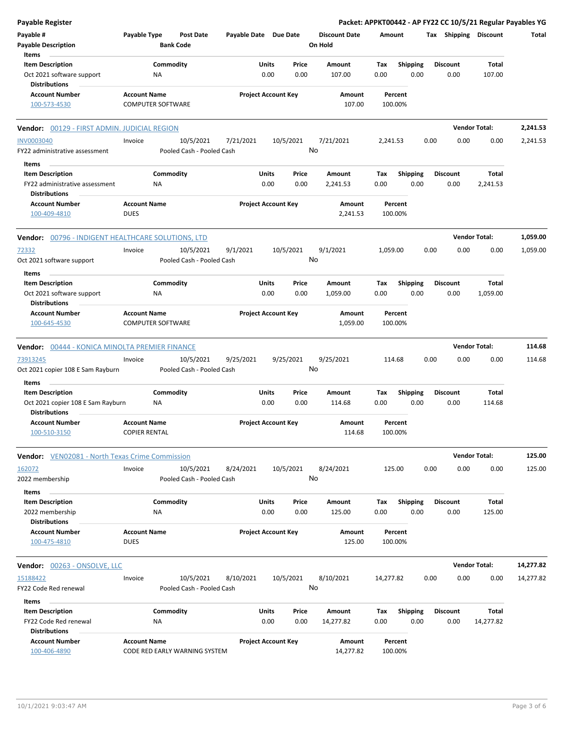**Payable Register** — Packet: APPKT00442 - AP FY22 CC 10/5/21 Regular Payables YG

| Payable # | Payable Type | Post Date | Payable Date | Due Date | Discount Date | Amount | Tax | Shipping | Discount | Total |
|---|---|---|---|---|---|---|---|---|---|---|
| Payable Description | | Bank Code | | | On Hold | | | | | |

Items

| Item Description | Commodity | Units | Price | Amount | Tax | Shipping | Discount | Total |
|---|---|---|---|---|---|---|---|---|
| Oct 2021 software support | NA | 0.00 | 0.00 | 107.00 | 0.00 | 0.00 | 0.00 | 107.00 |

Distributions

| Account Number | Account Name | Project Account Key | Amount | Percent |
|---|---|---|---|---|
| 100-573-4530 | COMPUTER SOFTWARE | | 107.00 | 100.00% |

**Vendor: 00129 - FIRST ADMIN. JUDICIAL REGION** — Vendor Total: **2,241.53**

| Payable # | Payable Type | Post Date | Payable Date | Due Date | Discount Date | Amount | Tax | Shipping | Discount | Total |
|---|---|---|---|---|---|---|---|---|---|---|
| INV0003040 | Invoice | 10/5/2021 | 7/21/2021 | 10/5/2021 | 7/21/2021 | 2,241.53 | 0.00 | 0.00 | 0.00 | 2,241.53 |
| FY22 administrative assessment | | Pooled Cash - Pooled Cash | | | No | | | | | |

Items

| Item Description | Commodity | Units | Price | Amount | Tax | Shipping | Discount | Total |
|---|---|---|---|---|---|---|---|---|
| FY22 administrative assessment | NA | 0.00 | 0.00 | 2,241.53 | 0.00 | 0.00 | 0.00 | 2,241.53 |

Distributions

| Account Number | Account Name | Project Account Key | Amount | Percent |
|---|---|---|---|---|
| 100-409-4810 | DUES | | 2,241.53 | 100.00% |

**Vendor: 00796 - INDIGENT HEALTHCARE SOLUTIONS, LTD** — Vendor Total: **1,059.00**

| Payable # | Payable Type | Post Date | Payable Date | Due Date | Discount Date | Amount | Tax | Shipping | Discount | Total |
|---|---|---|---|---|---|---|---|---|---|---|
| 72332 | Invoice | 10/5/2021 | 9/1/2021 | 10/5/2021 | 9/1/2021 | 1,059.00 | 0.00 | 0.00 | 0.00 | 1,059.00 |
| Oct 2021 software support | | Pooled Cash - Pooled Cash | | | No | | | | | |

Items

| Item Description | Commodity | Units | Price | Amount | Tax | Shipping | Discount | Total |
|---|---|---|---|---|---|---|---|---|
| Oct 2021 software support | NA | 0.00 | 0.00 | 1,059.00 | 0.00 | 0.00 | 0.00 | 1,059.00 |

Distributions

| Account Number | Account Name | Project Account Key | Amount | Percent |
|---|---|---|---|---|
| 100-645-4530 | COMPUTER SOFTWARE | | 1,059.00 | 100.00% |

**Vendor: 00444 - KONICA MINOLTA PREMIER FINANCE** — Vendor Total: **114.68**

| Payable # | Payable Type | Post Date | Payable Date | Due Date | Discount Date | Amount | Tax | Shipping | Discount | Total |
|---|---|---|---|---|---|---|---|---|---|---|
| 73913245 | Invoice | 10/5/2021 | 9/25/2021 | 9/25/2021 | 9/25/2021 | 114.68 | 0.00 | 0.00 | 0.00 | 114.68 |
| Oct 2021 copier 108 E Sam Rayburn | | Pooled Cash - Pooled Cash | | | No | | | | | |

Items

| Item Description | Commodity | Units | Price | Amount | Tax | Shipping | Discount | Total |
|---|---|---|---|---|---|---|---|---|
| Oct 2021 copier 108 E Sam Rayburn | NA | 0.00 | 0.00 | 114.68 | 0.00 | 0.00 | 0.00 | 114.68 |

Distributions

| Account Number | Account Name | Project Account Key | Amount | Percent |
|---|---|---|---|---|
| 100-510-3150 | COPIER RENTAL | | 114.68 | 100.00% |

**Vendor: VEN02081 - North Texas Crime Commission** — Vendor Total: **125.00**

| Payable # | Payable Type | Post Date | Payable Date | Due Date | Discount Date | Amount | Tax | Shipping | Discount | Total |
|---|---|---|---|---|---|---|---|---|---|---|
| 162072 | Invoice | 10/5/2021 | 8/24/2021 | 10/5/2021 | 8/24/2021 | 125.00 | 0.00 | 0.00 | 0.00 | 125.00 |
| 2022 membership | | Pooled Cash - Pooled Cash | | | No | | | | | |

Items

| Item Description | Commodity | Units | Price | Amount | Tax | Shipping | Discount | Total |
|---|---|---|---|---|---|---|---|---|
| 2022 membership | NA | 0.00 | 0.00 | 125.00 | 0.00 | 0.00 | 0.00 | 125.00 |

Distributions

| Account Number | Account Name | Project Account Key | Amount | Percent |
|---|---|---|---|---|
| 100-475-4810 | DUES | | 125.00 | 100.00% |

**Vendor: 00263 - ONSOLVE, LLC** — Vendor Total: **14,277.82**

| Payable # | Payable Type | Post Date | Payable Date | Due Date | Discount Date | Amount | Tax | Shipping | Discount | Total |
|---|---|---|---|---|---|---|---|---|---|---|
| 15188422 | Invoice | 10/5/2021 | 8/10/2021 | 10/5/2021 | 8/10/2021 | 14,277.82 | 0.00 | 0.00 | 0.00 | 14,277.82 |
| FY22 Code Red renewal | | Pooled Cash - Pooled Cash | | | No | | | | | |

Items

| Item Description | Commodity | Units | Price | Amount | Tax | Shipping | Discount | Total |
|---|---|---|---|---|---|---|---|---|
| FY22 Code Red renewal | NA | 0.00 | 0.00 | 14,277.82 | 0.00 | 0.00 | 0.00 | 14,277.82 |

Distributions

| Account Number | Account Name | Project Account Key | Amount | Percent |
|---|---|---|---|---|
| 100-406-4890 | CODE RED EARLY WARNING SYSTEM | | 14,277.82 | 100.00% |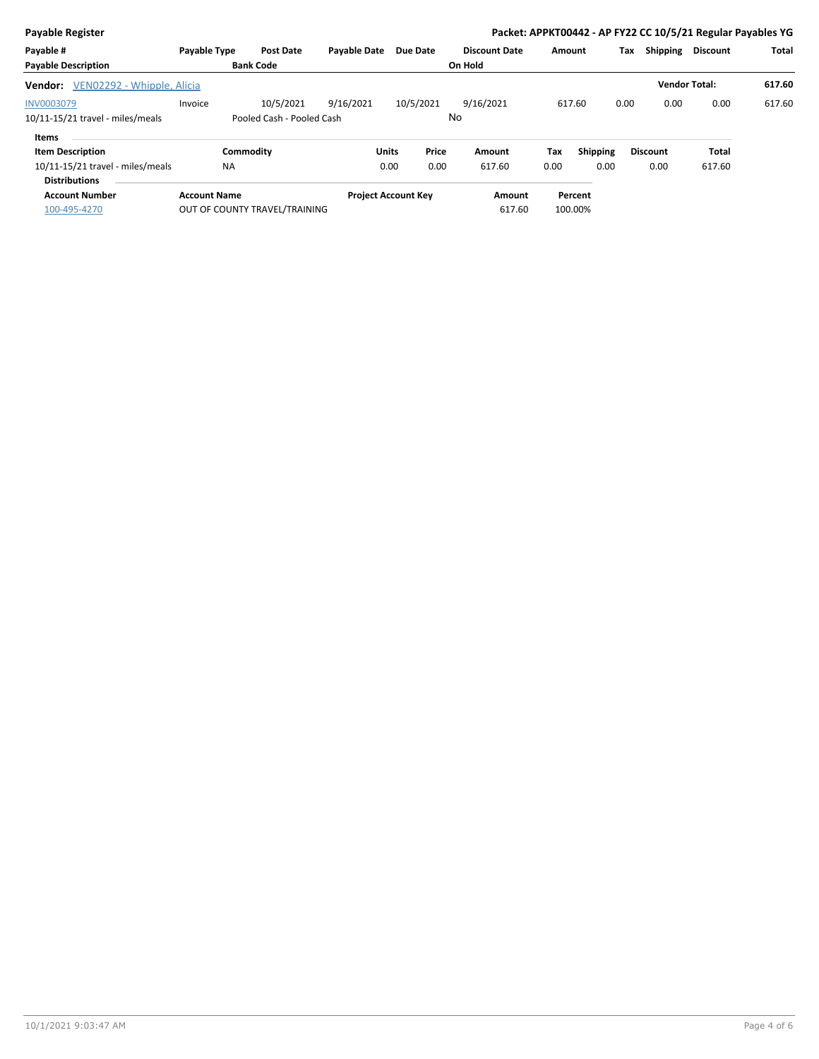**Payable Register** | **Packet: APPKT00442 - AP FY22 CC 10/5/21 Regular Payables YG**

| Payable # | Payable Type | Post Date | Payable Date | Due Date | Discount Date | Amount | Tax | Shipping | Discount | Total |
|---|---|---|---|---|---|---|---|---|---|---|
| **Payable Description** | | **Bank Code** | | | **On Hold** | | | | | |

**Vendor:** VEN02292 - Whipple, Alicia — **Vendor Total:** **617.60**

| Payable # | Payable Type | Post Date | Payable Date | Due Date | Discount Date | Amount | Tax | Shipping | Discount | Total |
|---|---|---|---|---|---|---|---|---|---|---|
| INV0003079 | Invoice | 10/5/2021 | 9/16/2021 | 10/5/2021 | 9/16/2021 | 617.60 | 0.00 | 0.00 | 0.00 | 617.60 |
| 10/11-15/21 travel - miles/meals | | Pooled Cash - Pooled Cash | | | No | | | | | |

**Items**

| Item Description | Commodity | Units | Price | Amount | Tax | Shipping | Discount | Total |
|---|---|---|---|---|---|---|---|---|
| 10/11-15/21 travel - miles/meals | NA | 0.00 | 0.00 | 617.60 | 0.00 | 0.00 | 0.00 | 617.60 |

**Distributions**

| Account Number | Account Name | Project Account Key | Amount | Percent |
|---|---|---|---|---|
| 100-495-4270 | OUT OF COUNTY TRAVEL/TRAINING | | 617.60 | 100.00% |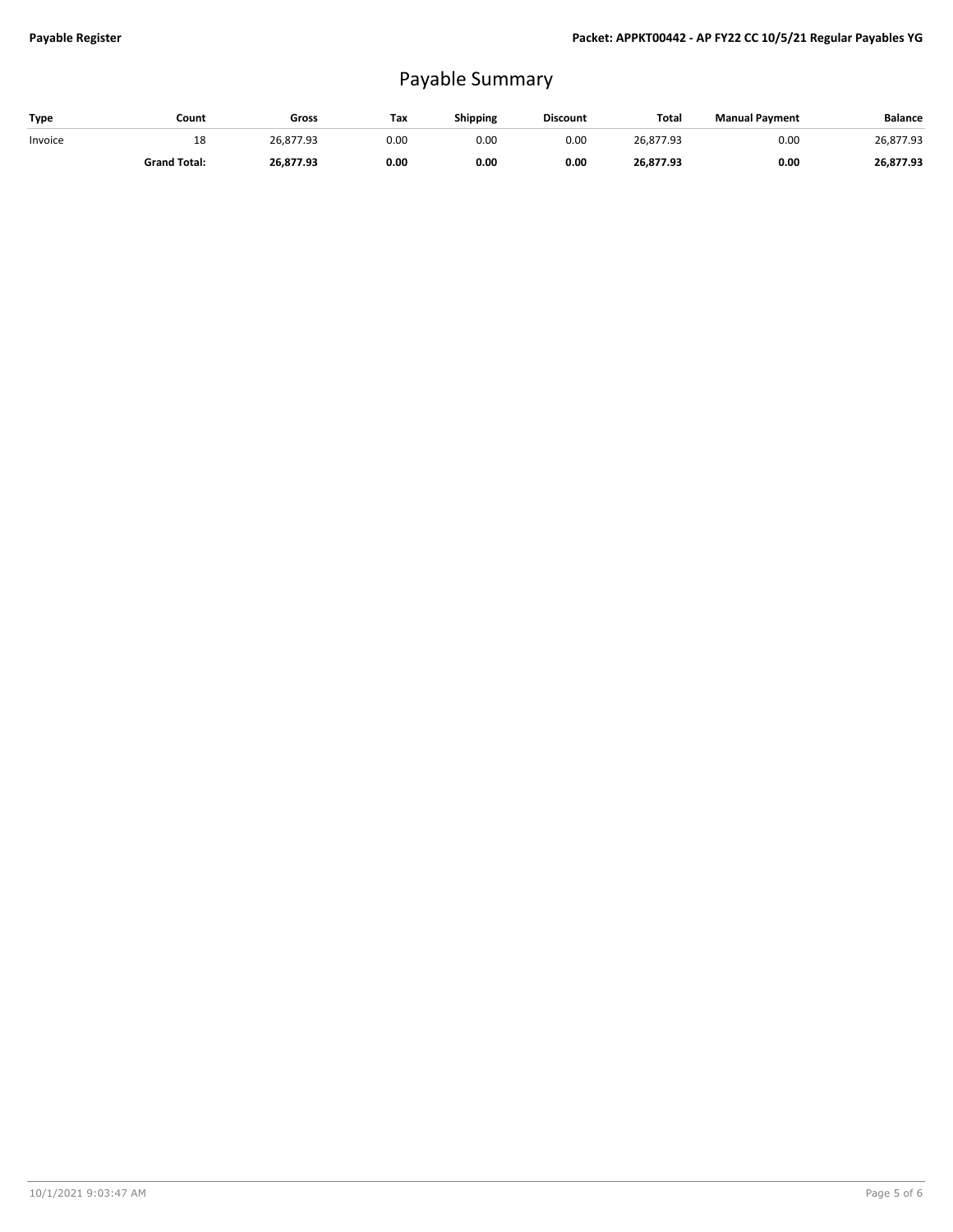# Payable Summary

| Type | Count | Gross | Tax | Shipping | Discount | Total | Manual Payment | Balance |
|---|---|---|---|---|---|---|---|---|
| Invoice | 18 | 26,877.93 | 0.00 | 0.00 | 0.00 | 26,877.93 | 0.00 | 26,877.93 |
| | **Grand Total:** | **26,877.93** | **0.00** | **0.00** | **0.00** | **26,877.93** | **0.00** | **26,877.93** |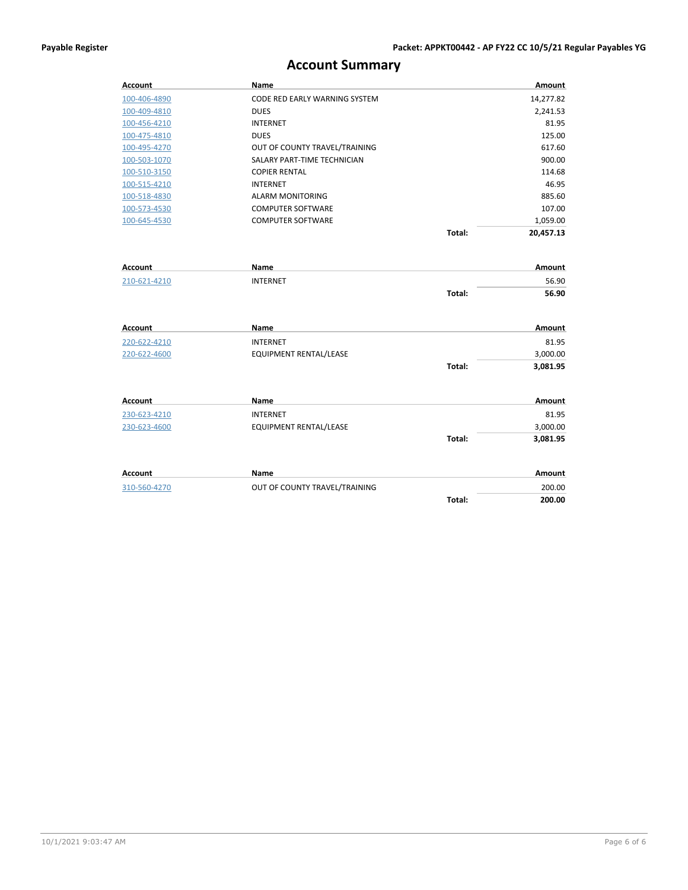# Account Summary

| Account | Name | | Amount |
|---|---|---|---|
| 100-406-4890 | CODE RED EARLY WARNING SYSTEM | | 14,277.82 |
| 100-409-4810 | DUES | | 2,241.53 |
| 100-456-4210 | INTERNET | | 81.95 |
| 100-475-4810 | DUES | | 125.00 |
| 100-495-4270 | OUT OF COUNTY TRAVEL/TRAINING | | 617.60 |
| 100-503-1070 | SALARY PART-TIME TECHNICIAN | | 900.00 |
| 100-510-3150 | COPIER RENTAL | | 114.68 |
| 100-515-4210 | INTERNET | | 46.95 |
| 100-518-4830 | ALARM MONITORING | | 885.60 |
| 100-573-4530 | COMPUTER SOFTWARE | | 107.00 |
| 100-645-4530 | COMPUTER SOFTWARE | | 1,059.00 |
| | | **Total:** | **20,457.13** |

| Account | Name | | Amount |
|---|---|---|---|
| 210-621-4210 | INTERNET | | 56.90 |
| | | **Total:** | **56.90** |

| Account | Name | | Amount |
|---|---|---|---|
| 220-622-4210 | INTERNET | | 81.95 |
| 220-622-4600 | EQUIPMENT RENTAL/LEASE | | 3,000.00 |
| | | **Total:** | **3,081.95** |

| Account | Name | | Amount |
|---|---|---|---|
| 230-623-4210 | INTERNET | | 81.95 |
| 230-623-4600 | EQUIPMENT RENTAL/LEASE | | 3,000.00 |
| | | **Total:** | **3,081.95** |

| Account | Name | | Amount |
|---|---|---|---|
| 310-560-4270 | OUT OF COUNTY TRAVEL/TRAINING | | 200.00 |
| | | **Total:** | **200.00** |